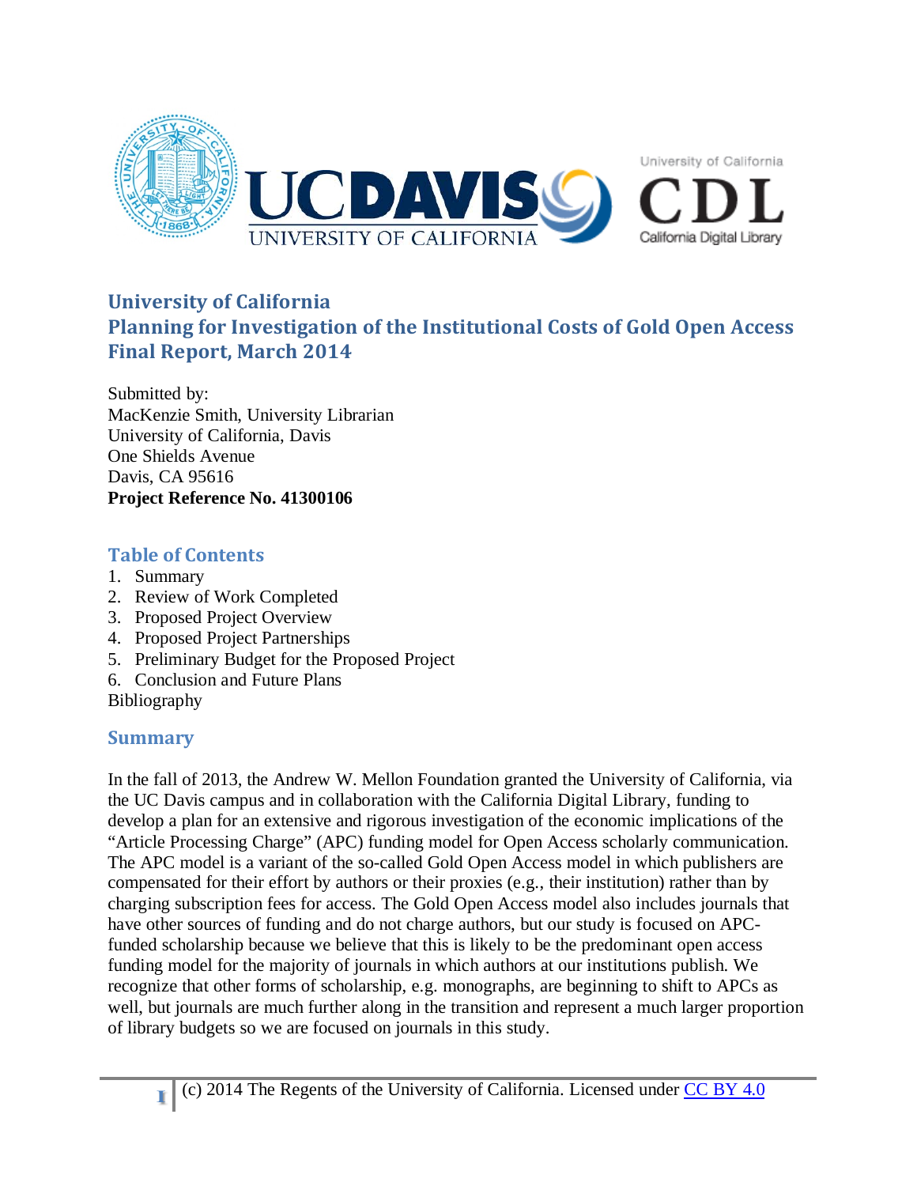# University of California
# Planning for Investigation of the Institutional Costs of Gold Open Access
# Final Report, March 2014

Submitted by:
MacKenzie Smith, University Librarian
University of California, Davis
One Shields Avenue
Davis, CA 95616
**Project Reference No. 41300106**

## Table of Contents

1. Summary
2. Review of Work Completed
3. Proposed Project Overview
4. Proposed Project Partnerships
5. Preliminary Budget for the Proposed Project
6. Conclusion and Future Plans

Bibliography

## Summary

In the fall of 2013, the Andrew W. Mellon Foundation granted the University of California, via the UC Davis campus and in collaboration with the California Digital Library, funding to develop a plan for an extensive and rigorous investigation of the economic implications of the "Article Processing Charge" (APC) funding model for Open Access scholarly communication. The APC model is a variant of the so-called Gold Open Access model in which publishers are compensated for their effort by authors or their proxies (e.g., their institution) rather than by charging subscription fees for access. The Gold Open Access model also includes journals that have other sources of funding and do not charge authors, but our study is focused on APC-funded scholarship because we believe that this is likely to be the predominant open access funding model for the majority of journals in which authors at our institutions publish. We recognize that other forms of scholarship, e.g. monographs, are beginning to shift to APCs as well, but journals are much further along in the transition and represent a much larger proportion of library budgets so we are focused on journals in this study.

(c) 2014 The Regents of the University of California. Licensed under CC BY 4.0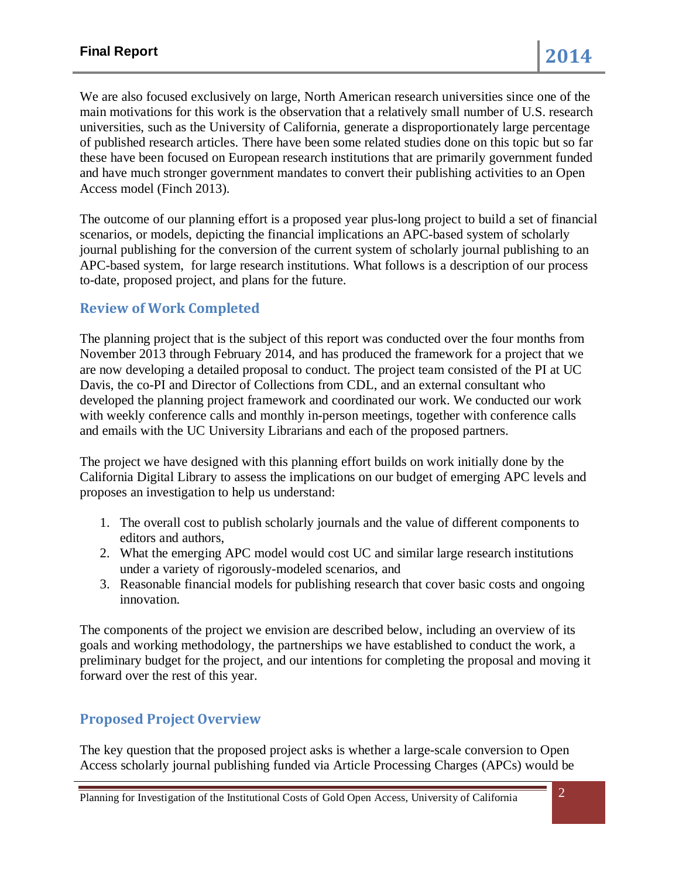We are also focused exclusively on large, North American research universities since one of the main motivations for this work is the observation that a relatively small number of U.S. research universities, such as the University of California, generate a disproportionately large percentage of published research articles. There have been some related studies done on this topic but so far these have been focused on European research institutions that are primarily government funded and have much stronger government mandates to convert their publishing activities to an Open Access model (Finch 2013).

The outcome of our planning effort is a proposed year plus-long project to build a set of financial scenarios, or models, depicting the financial implications an APC-based system of scholarly journal publishing for the conversion of the current system of scholarly journal publishing to an APC-based system, for large research institutions. What follows is a description of our process to-date, proposed project, and plans for the future.

## Review of Work Completed

The planning project that is the subject of this report was conducted over the four months from November 2013 through February 2014, and has produced the framework for a project that we are now developing a detailed proposal to conduct. The project team consisted of the PI at UC Davis, the co-PI and Director of Collections from CDL, and an external consultant who developed the planning project framework and coordinated our work. We conducted our work with weekly conference calls and monthly in-person meetings, together with conference calls and emails with the UC University Librarians and each of the proposed partners.

The project we have designed with this planning effort builds on work initially done by the California Digital Library to assess the implications on our budget of emerging APC levels and proposes an investigation to help us understand:

1. The overall cost to publish scholarly journals and the value of different components to editors and authors,
2. What the emerging APC model would cost UC and similar large research institutions under a variety of rigorously-modeled scenarios, and
3. Reasonable financial models for publishing research that cover basic costs and ongoing innovation.

The components of the project we envision are described below, including an overview of its goals and working methodology, the partnerships we have established to conduct the work, a preliminary budget for the project, and our intentions for completing the proposal and moving it forward over the rest of this year.

## Proposed Project Overview

The key question that the proposed project asks is whether a large-scale conversion to Open Access scholarly journal publishing funded via Article Processing Charges (APCs) would be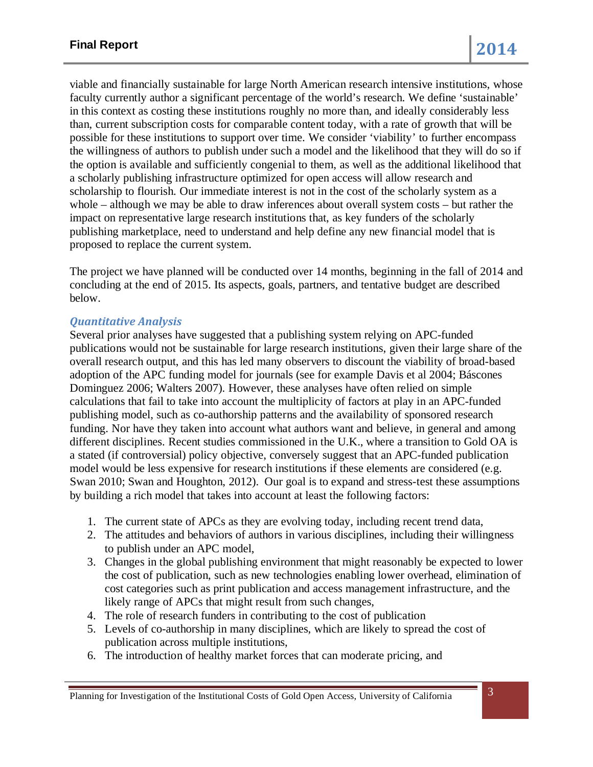viable and financially sustainable for large North American research intensive institutions, whose faculty currently author a significant percentage of the world's research. We define 'sustainable' in this context as costing these institutions roughly no more than, and ideally considerably less than, current subscription costs for comparable content today, with a rate of growth that will be possible for these institutions to support over time. We consider 'viability' to further encompass the willingness of authors to publish under such a model and the likelihood that they will do so if the option is available and sufficiently congenial to them, as well as the additional likelihood that a scholarly publishing infrastructure optimized for open access will allow research and scholarship to flourish. Our immediate interest is not in the cost of the scholarly system as a whole – although we may be able to draw inferences about overall system costs – but rather the impact on representative large research institutions that, as key funders of the scholarly publishing marketplace, need to understand and help define any new financial model that is proposed to replace the current system.

The project we have planned will be conducted over 14 months, beginning in the fall of 2014 and concluding at the end of 2015. Its aspects, goals, partners, and tentative budget are described below.

### *Quantitative Analysis*

Several prior analyses have suggested that a publishing system relying on APC-funded publications would not be sustainable for large research institutions, given their large share of the overall research output, and this has led many observers to discount the viability of broad-based adoption of the APC funding model for journals (see for example Davis et al 2004; Báscones Dominguez 2006; Walters 2007). However, these analyses have often relied on simple calculations that fail to take into account the multiplicity of factors at play in an APC-funded publishing model, such as co-authorship patterns and the availability of sponsored research funding. Nor have they taken into account what authors want and believe, in general and among different disciplines. Recent studies commissioned in the U.K., where a transition to Gold OA is a stated (if controversial) policy objective, conversely suggest that an APC-funded publication model would be less expensive for research institutions if these elements are considered (e.g. Swan 2010; Swan and Houghton, 2012). Our goal is to expand and stress-test these assumptions by building a rich model that takes into account at least the following factors:

1. The current state of APCs as they are evolving today, including recent trend data,
2. The attitudes and behaviors of authors in various disciplines, including their willingness to publish under an APC model,
3. Changes in the global publishing environment that might reasonably be expected to lower the cost of publication, such as new technologies enabling lower overhead, elimination of cost categories such as print publication and access management infrastructure, and the likely range of APCs that might result from such changes,
4. The role of research funders in contributing to the cost of publication
5. Levels of co-authorship in many disciplines, which are likely to spread the cost of publication across multiple institutions,
6. The introduction of healthy market forces that can moderate pricing, and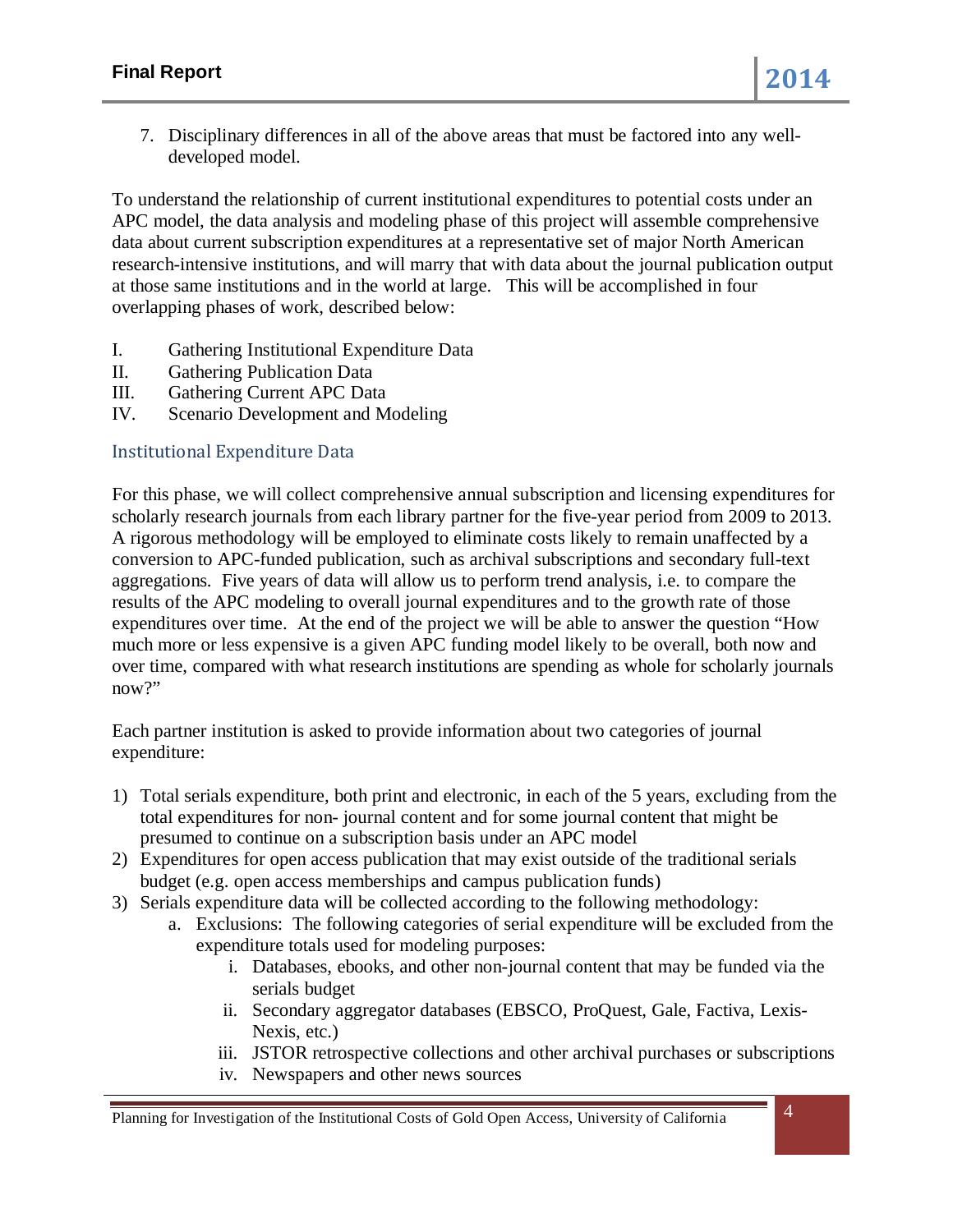7. Disciplinary differences in all of the above areas that must be factored into any well-developed model.

To understand the relationship of current institutional expenditures to potential costs under an APC model, the data analysis and modeling phase of this project will assemble comprehensive data about current subscription expenditures at a representative set of major North American research-intensive institutions, and will marry that with data about the journal publication output at those same institutions and in the world at large. This will be accomplished in four overlapping phases of work, described below:

I. Gathering Institutional Expenditure Data
II. Gathering Publication Data
III. Gathering Current APC Data
IV. Scenario Development and Modeling

## Institutional Expenditure Data

For this phase, we will collect comprehensive annual subscription and licensing expenditures for scholarly research journals from each library partner for the five-year period from 2009 to 2013. A rigorous methodology will be employed to eliminate costs likely to remain unaffected by a conversion to APC-funded publication, such as archival subscriptions and secondary full-text aggregations. Five years of data will allow us to perform trend analysis, i.e. to compare the results of the APC modeling to overall journal expenditures and to the growth rate of those expenditures over time. At the end of the project we will be able to answer the question "How much more or less expensive is a given APC funding model likely to be overall, both now and over time, compared with what research institutions are spending as whole for scholarly journals now?"

Each partner institution is asked to provide information about two categories of journal expenditure:

1) Total serials expenditure, both print and electronic, in each of the 5 years, excluding from the total expenditures for non- journal content and for some journal content that might be presumed to continue on a subscription basis under an APC model
2) Expenditures for open access publication that may exist outside of the traditional serials budget (e.g. open access memberships and campus publication funds)
3) Serials expenditure data will be collected according to the following methodology:
    a. Exclusions: The following categories of serial expenditure will be excluded from the expenditure totals used for modeling purposes:
        i. Databases, ebooks, and other non-journal content that may be funded via the serials budget
        ii. Secondary aggregator databases (EBSCO, ProQuest, Gale, Factiva, Lexis-Nexis, etc.)
        iii. JSTOR retrospective collections and other archival purchases or subscriptions
        iv. Newspapers and other news sources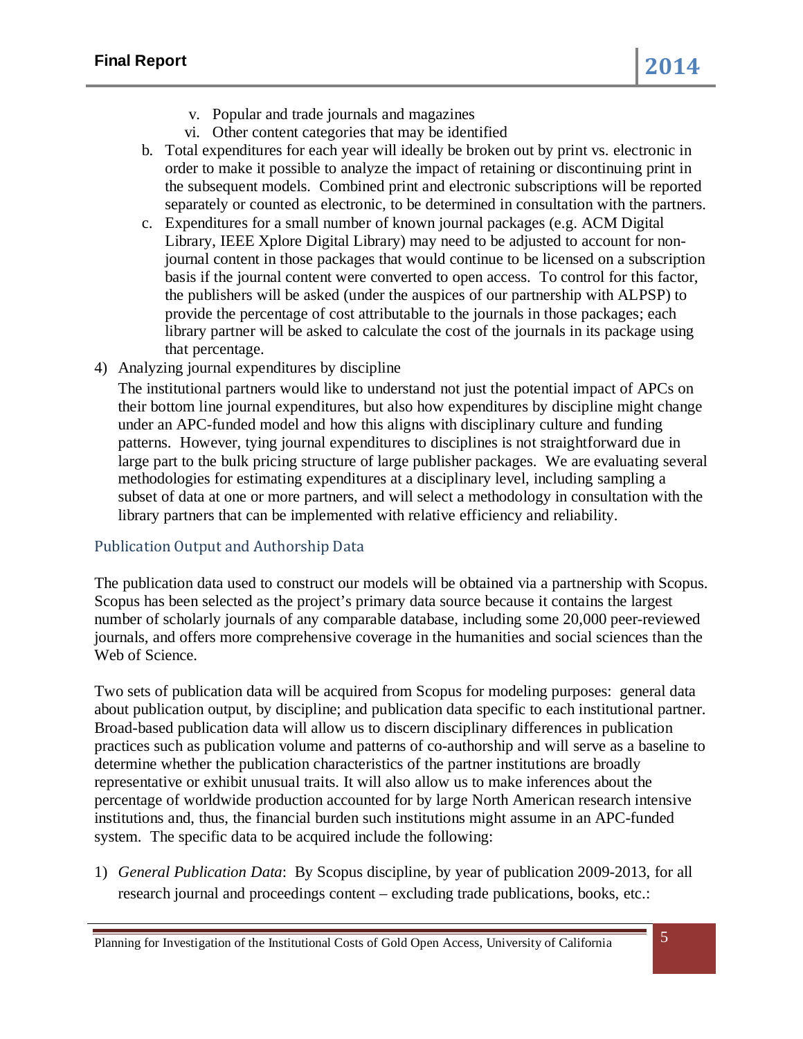v. Popular and trade journals and magazines
   vi. Other content categories that may be identified

b. Total expenditures for each year will ideally be broken out by print vs. electronic in order to make it possible to analyze the impact of retaining or discontinuing print in the subsequent models. Combined print and electronic subscriptions will be reported separately or counted as electronic, to be determined in consultation with the partners.

c. Expenditures for a small number of known journal packages (e.g. ACM Digital Library, IEEE Xplore Digital Library) may need to be adjusted to account for non-journal content in those packages that would continue to be licensed on a subscription basis if the journal content were converted to open access. To control for this factor, the publishers will be asked (under the auspices of our partnership with ALPSP) to provide the percentage of cost attributable to the journals in those packages; each library partner will be asked to calculate the cost of the journals in its package using that percentage.

4) Analyzing journal expenditures by discipline

   The institutional partners would like to understand not just the potential impact of APCs on their bottom line journal expenditures, but also how expenditures by discipline might change under an APC-funded model and how this aligns with disciplinary culture and funding patterns. However, tying journal expenditures to disciplines is not straightforward due in large part to the bulk pricing structure of large publisher packages. We are evaluating several methodologies for estimating expenditures at a disciplinary level, including sampling a subset of data at one or more partners, and will select a methodology in consultation with the library partners that can be implemented with relative efficiency and reliability.

## Publication Output and Authorship Data

The publication data used to construct our models will be obtained via a partnership with Scopus. Scopus has been selected as the project's primary data source because it contains the largest number of scholarly journals of any comparable database, including some 20,000 peer-reviewed journals, and offers more comprehensive coverage in the humanities and social sciences than the Web of Science.

Two sets of publication data will be acquired from Scopus for modeling purposes: general data about publication output, by discipline; and publication data specific to each institutional partner. Broad-based publication data will allow us to discern disciplinary differences in publication practices such as publication volume and patterns of co-authorship and will serve as a baseline to determine whether the publication characteristics of the partner institutions are broadly representative or exhibit unusual traits. It will also allow us to make inferences about the percentage of worldwide production accounted for by large North American research intensive institutions and, thus, the financial burden such institutions might assume in an APC-funded system. The specific data to be acquired include the following:

1) *General Publication Data*: By Scopus discipline, by year of publication 2009-2013, for all research journal and proceedings content – excluding trade publications, books, etc.: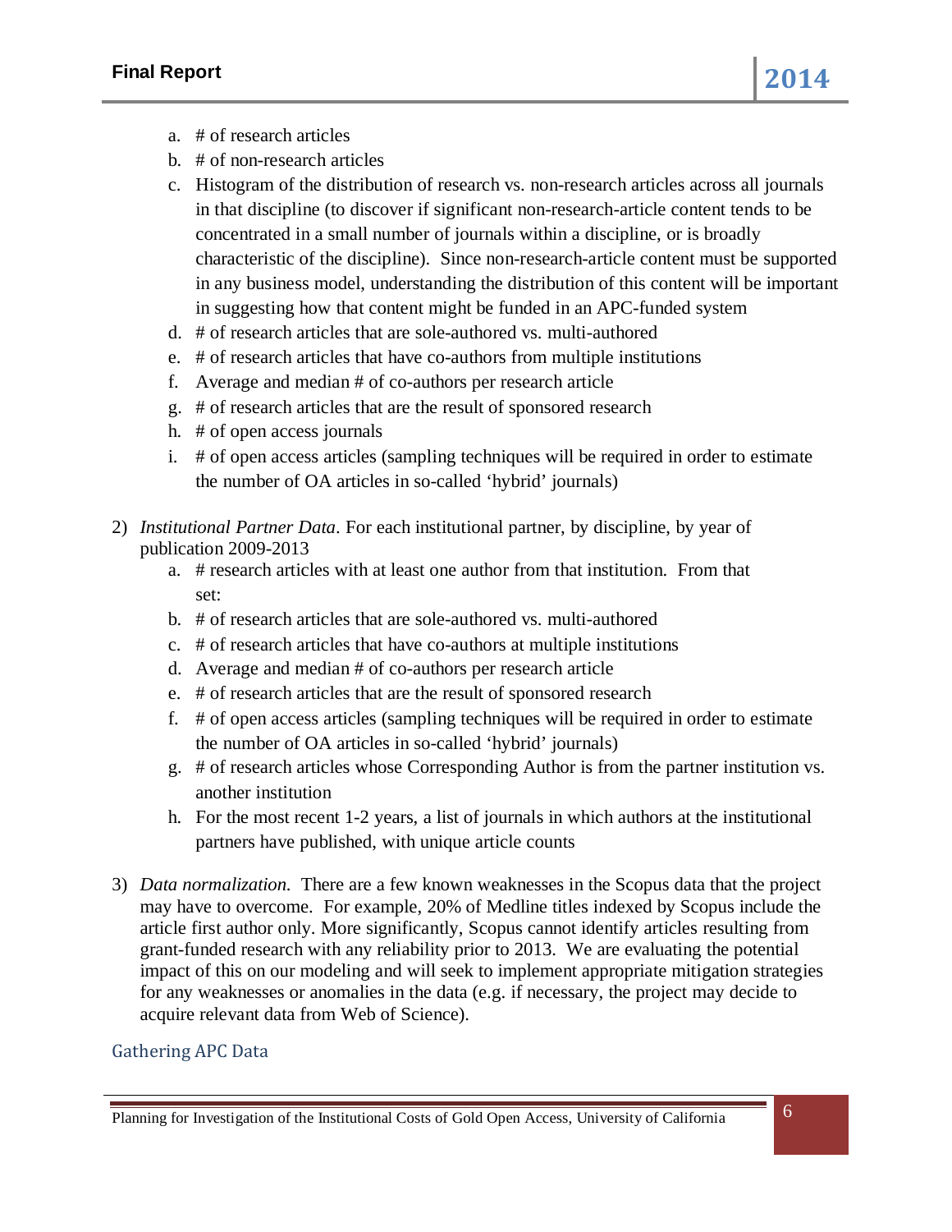a. # of research articles
   b. # of non-research articles
   c. Histogram of the distribution of research vs. non-research articles across all journals in that discipline (to discover if significant non-research-article content tends to be concentrated in a small number of journals within a discipline, or is broadly characteristic of the discipline). Since non-research-article content must be supported in any business model, understanding the distribution of this content will be important in suggesting how that content might be funded in an APC-funded system
   d. # of research articles that are sole-authored vs. multi-authored
   e. # of research articles that have co-authors from multiple institutions
   f. Average and median # of co-authors per research article
   g. # of research articles that are the result of sponsored research
   h. # of open access journals
   i. # of open access articles (sampling techniques will be required in order to estimate the number of OA articles in so-called 'hybrid' journals)

2) *Institutional Partner Data*. For each institutional partner, by discipline, by year of publication 2009-2013
   a. # research articles with at least one author from that institution. From that set:
   b. # of research articles that are sole-authored vs. multi-authored
   c. # of research articles that have co-authors at multiple institutions
   d. Average and median # of co-authors per research article
   e. # of research articles that are the result of sponsored research
   f. # of open access articles (sampling techniques will be required in order to estimate the number of OA articles in so-called 'hybrid' journals)
   g. # of research articles whose Corresponding Author is from the partner institution vs. another institution
   h. For the most recent 1-2 years, a list of journals in which authors at the institutional partners have published, with unique article counts

3) *Data normalization.* There are a few known weaknesses in the Scopus data that the project may have to overcome. For example, 20% of Medline titles indexed by Scopus include the article first author only. More significantly, Scopus cannot identify articles resulting from grant-funded research with any reliability prior to 2013. We are evaluating the potential impact of this on our modeling and will seek to implement appropriate mitigation strategies for any weaknesses or anomalies in the data (e.g. if necessary, the project may decide to acquire relevant data from Web of Science).

## Gathering APC Data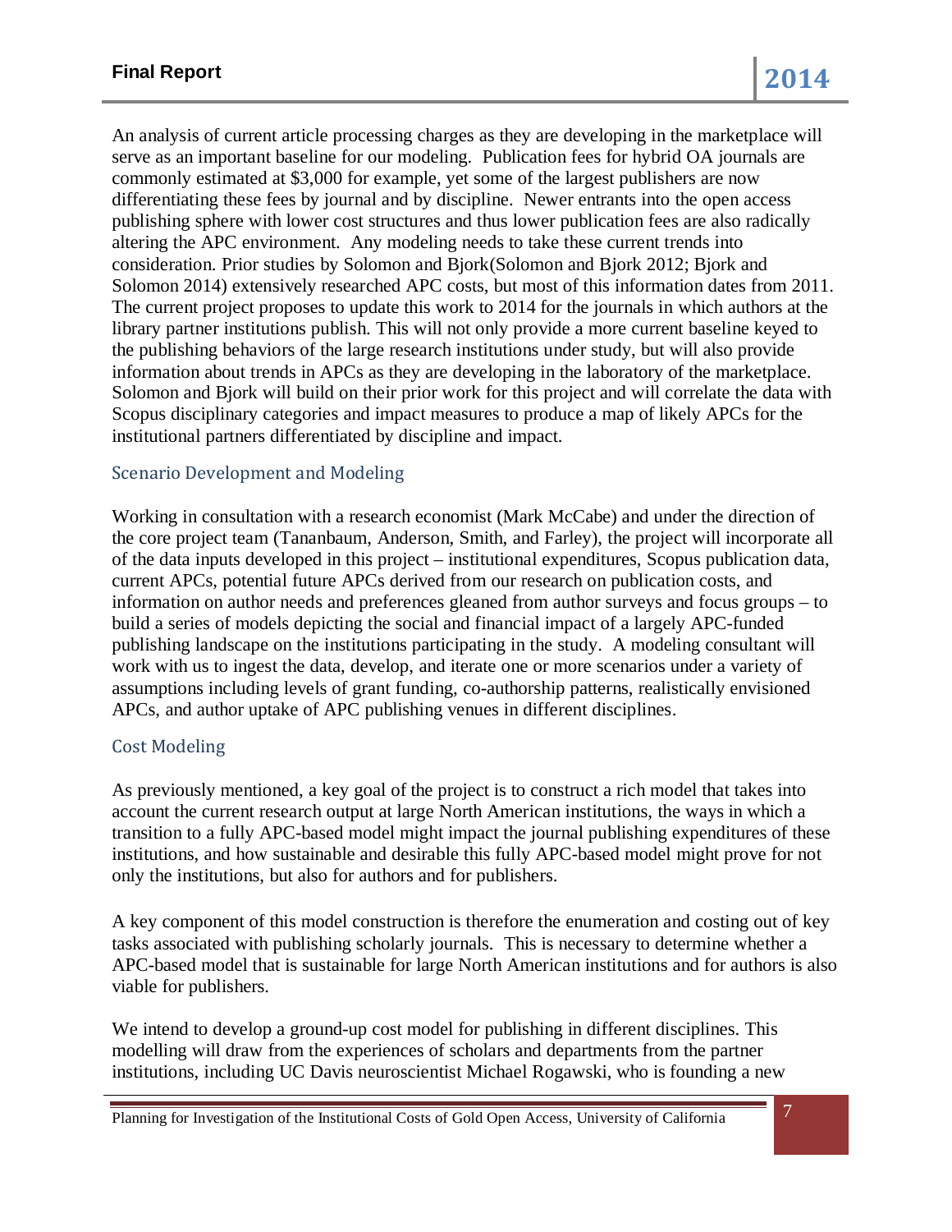An analysis of current article processing charges as they are developing in the marketplace will serve as an important baseline for our modeling. Publication fees for hybrid OA journals are commonly estimated at $3,000 for example, yet some of the largest publishers are now differentiating these fees by journal and by discipline. Newer entrants into the open access publishing sphere with lower cost structures and thus lower publication fees are also radically altering the APC environment. Any modeling needs to take these current trends into consideration. Prior studies by Solomon and Bjork(Solomon and Bjork 2012; Bjork and Solomon 2014) extensively researched APC costs, but most of this information dates from 2011. The current project proposes to update this work to 2014 for the journals in which authors at the library partner institutions publish. This will not only provide a more current baseline keyed to the publishing behaviors of the large research institutions under study, but will also provide information about trends in APCs as they are developing in the laboratory of the marketplace. Solomon and Bjork will build on their prior work for this project and will correlate the data with Scopus disciplinary categories and impact measures to produce a map of likely APCs for the institutional partners differentiated by discipline and impact.

## Scenario Development and Modeling

Working in consultation with a research economist (Mark McCabe) and under the direction of the core project team (Tananbaum, Anderson, Smith, and Farley), the project will incorporate all of the data inputs developed in this project – institutional expenditures, Scopus publication data, current APCs, potential future APCs derived from our research on publication costs, and information on author needs and preferences gleaned from author surveys and focus groups – to build a series of models depicting the social and financial impact of a largely APC-funded publishing landscape on the institutions participating in the study. A modeling consultant will work with us to ingest the data, develop, and iterate one or more scenarios under a variety of assumptions including levels of grant funding, co-authorship patterns, realistically envisioned APCs, and author uptake of APC publishing venues in different disciplines.

## Cost Modeling

As previously mentioned, a key goal of the project is to construct a rich model that takes into account the current research output at large North American institutions, the ways in which a transition to a fully APC-based model might impact the journal publishing expenditures of these institutions, and how sustainable and desirable this fully APC-based model might prove for not only the institutions, but also for authors and for publishers.

A key component of this model construction is therefore the enumeration and costing out of key tasks associated with publishing scholarly journals. This is necessary to determine whether a APC-based model that is sustainable for large North American institutions and for authors is also viable for publishers.

We intend to develop a ground-up cost model for publishing in different disciplines. This modelling will draw from the experiences of scholars and departments from the partner institutions, including UC Davis neuroscientist Michael Rogawski, who is founding a new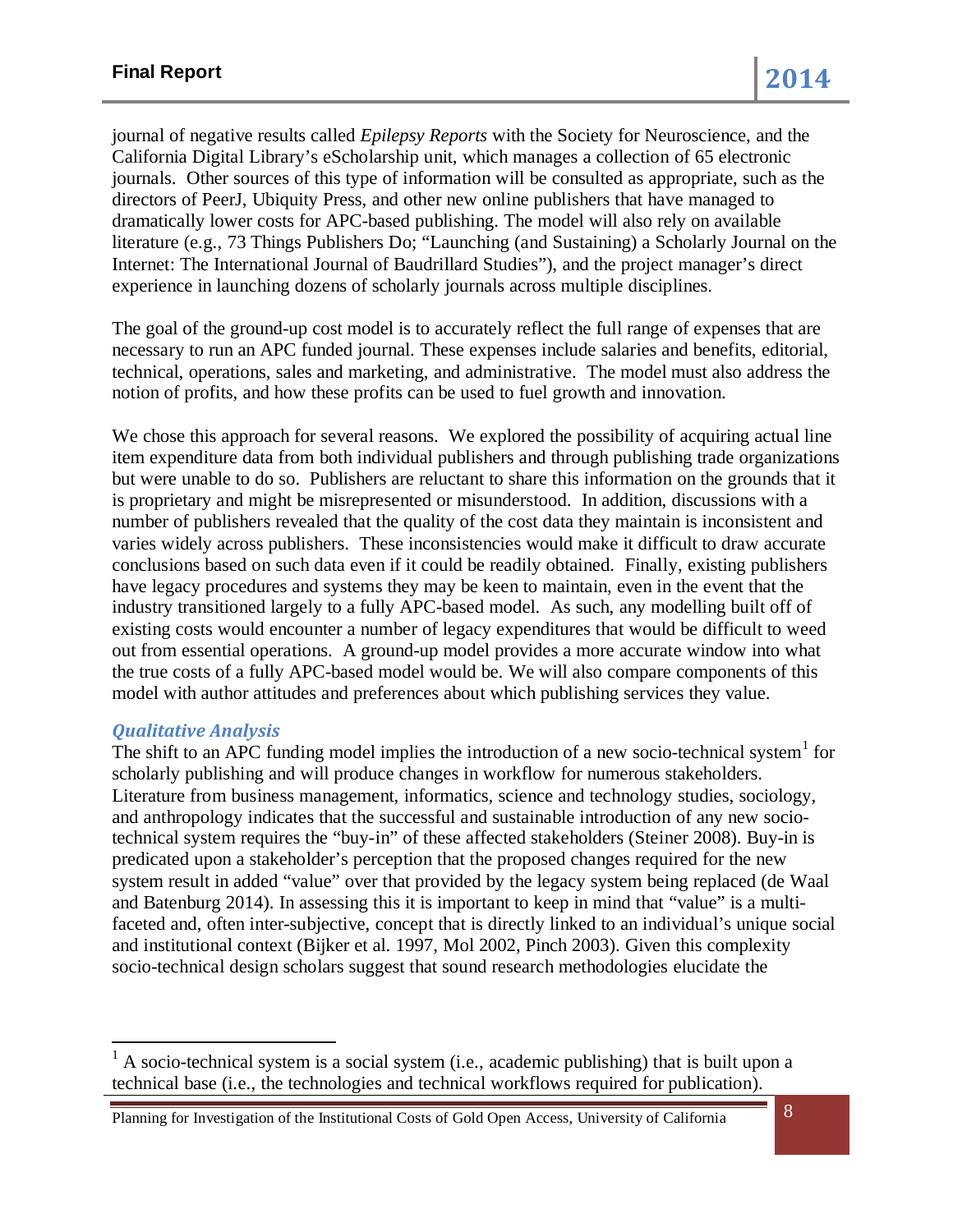journal of negative results called *Epilepsy Reports* with the Society for Neuroscience, and the California Digital Library's eScholarship unit, which manages a collection of 65 electronic journals. Other sources of this type of information will be consulted as appropriate, such as the directors of PeerJ, Ubiquity Press, and other new online publishers that have managed to dramatically lower costs for APC-based publishing. The model will also rely on available literature (e.g., 73 Things Publishers Do; "Launching (and Sustaining) a Scholarly Journal on the Internet: The International Journal of Baudrillard Studies"), and the project manager's direct experience in launching dozens of scholarly journals across multiple disciplines.

The goal of the ground-up cost model is to accurately reflect the full range of expenses that are necessary to run an APC funded journal. These expenses include salaries and benefits, editorial, technical, operations, sales and marketing, and administrative. The model must also address the notion of profits, and how these profits can be used to fuel growth and innovation.

We chose this approach for several reasons. We explored the possibility of acquiring actual line item expenditure data from both individual publishers and through publishing trade organizations but were unable to do so. Publishers are reluctant to share this information on the grounds that it is proprietary and might be misrepresented or misunderstood. In addition, discussions with a number of publishers revealed that the quality of the cost data they maintain is inconsistent and varies widely across publishers. These inconsistencies would make it difficult to draw accurate conclusions based on such data even if it could be readily obtained. Finally, existing publishers have legacy procedures and systems they may be keen to maintain, even in the event that the industry transitioned largely to a fully APC-based model. As such, any modelling built off of existing costs would encounter a number of legacy expenditures that would be difficult to weed out from essential operations. A ground-up model provides a more accurate window into what the true costs of a fully APC-based model would be. We will also compare components of this model with author attitudes and preferences about which publishing services they value.

### *Qualitative Analysis*

The shift to an APC funding model implies the introduction of a new socio-technical system[1] for scholarly publishing and will produce changes in workflow for numerous stakeholders. Literature from business management, informatics, science and technology studies, sociology, and anthropology indicates that the successful and sustainable introduction of any new socio-technical system requires the "buy-in" of these affected stakeholders (Steiner 2008). Buy-in is predicated upon a stakeholder's perception that the proposed changes required for the new system result in added "value" over that provided by the legacy system being replaced (de Waal and Batenburg 2014). In assessing this it is important to keep in mind that "value" is a multi-faceted and, often inter-subjective, concept that is directly linked to an individual's unique social and institutional context (Bijker et al. 1997, Mol 2002, Pinch 2003). Given this complexity socio-technical design scholars suggest that sound research methodologies elucidate the

---

[1] A socio-technical system is a social system (i.e., academic publishing) that is built upon a technical base (i.e., the technologies and technical workflows required for publication).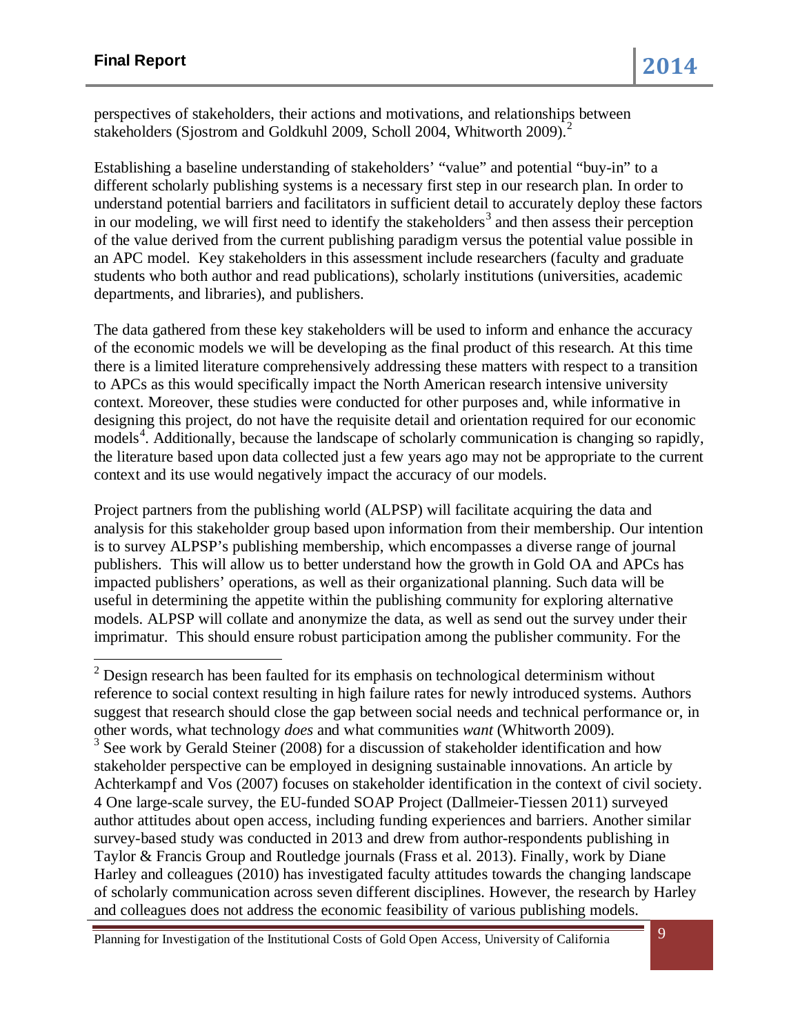perspectives of stakeholders, their actions and motivations, and relationships between stakeholders (Sjostrom and Goldkuhl 2009, Scholl 2004, Whitworth 2009).[2]

Establishing a baseline understanding of stakeholders' "value" and potential "buy-in" to a different scholarly publishing systems is a necessary first step in our research plan. In order to understand potential barriers and facilitators in sufficient detail to accurately deploy these factors in our modeling, we will first need to identify the stakeholders[3] and then assess their perception of the value derived from the current publishing paradigm versus the potential value possible in an APC model. Key stakeholders in this assessment include researchers (faculty and graduate students who both author and read publications), scholarly institutions (universities, academic departments, and libraries), and publishers.

The data gathered from these key stakeholders will be used to inform and enhance the accuracy of the economic models we will be developing as the final product of this research. At this time there is a limited literature comprehensively addressing these matters with respect to a transition to APCs as this would specifically impact the North American research intensive university context. Moreover, these studies were conducted for other purposes and, while informative in designing this project, do not have the requisite detail and orientation required for our economic models[4]. Additionally, because the landscape of scholarly communication is changing so rapidly, the literature based upon data collected just a few years ago may not be appropriate to the current context and its use would negatively impact the accuracy of our models.

Project partners from the publishing world (ALPSP) will facilitate acquiring the data and analysis for this stakeholder group based upon information from their membership. Our intention is to survey ALPSP's publishing membership, which encompasses a diverse range of journal publishers. This will allow us to better understand how the growth in Gold OA and APCs has impacted publishers' operations, as well as their organizational planning. Such data will be useful in determining the appetite within the publishing community for exploring alternative models. ALPSP will collate and anonymize the data, as well as send out the survey under their imprimatur. This should ensure robust participation among the publisher community. For the

---

[2] Design research has been faulted for its emphasis on technological determinism without reference to social context resulting in high failure rates for newly introduced systems. Authors suggest that research should close the gap between social needs and technical performance or, in other words, what technology *does* and what communities *want* (Whitworth 2009).

[3] See work by Gerald Steiner (2008) for a discussion of stakeholder identification and how stakeholder perspective can be employed in designing sustainable innovations. An article by Achterkampf and Vos (2007) focuses on stakeholder identification in the context of civil society.

4 One large-scale survey, the EU-funded SOAP Project (Dallmeier-Tiessen 2011) surveyed author attitudes about open access, including funding experiences and barriers. Another similar survey-based study was conducted in 2013 and drew from author-respondents publishing in Taylor & Francis Group and Routledge journals (Frass et al. 2013). Finally, work by Diane Harley and colleagues (2010) has investigated faculty attitudes towards the changing landscape of scholarly communication across seven different disciplines. However, the research by Harley and colleagues does not address the economic feasibility of various publishing models.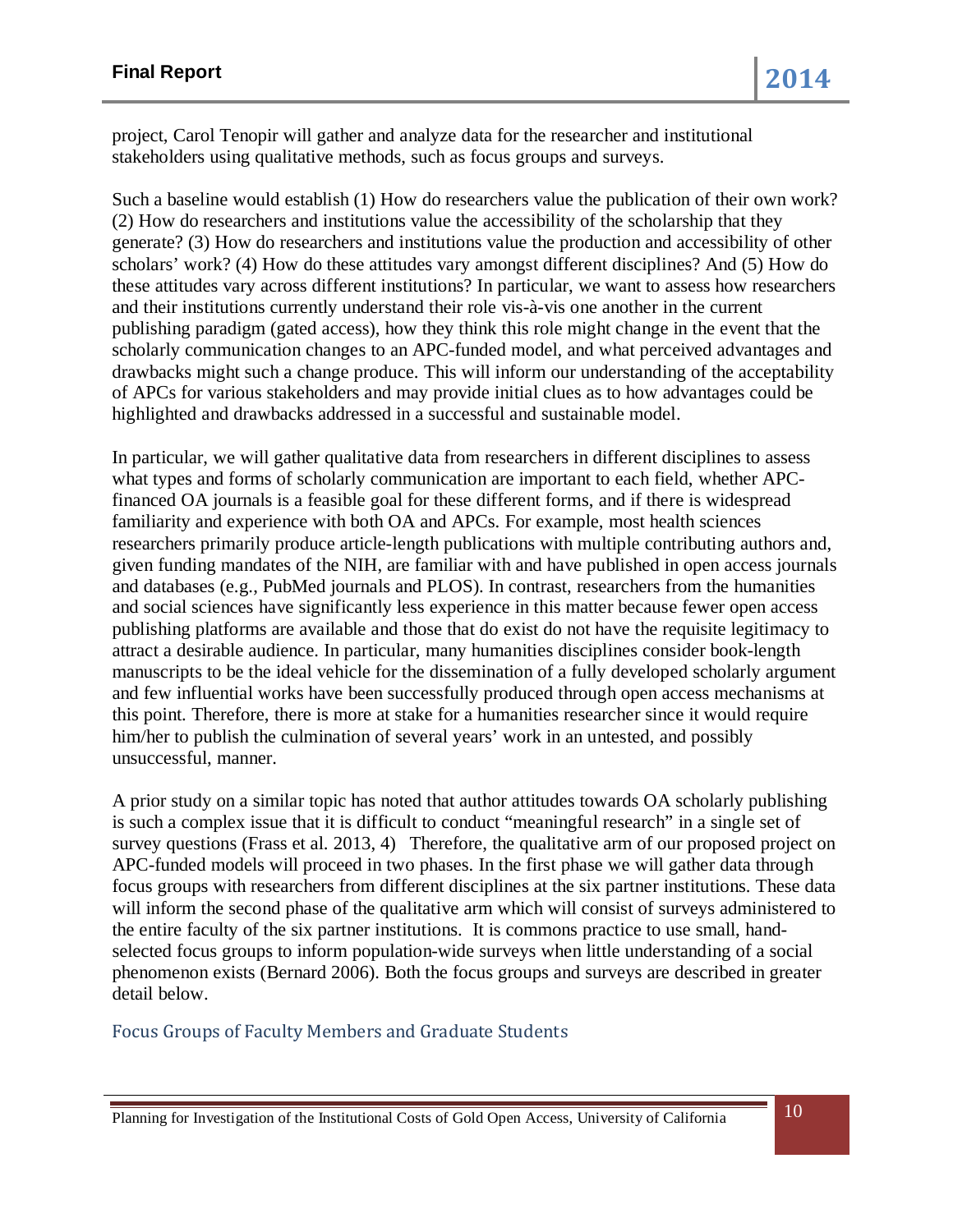project, Carol Tenopir will gather and analyze data for the researcher and institutional stakeholders using qualitative methods, such as focus groups and surveys.

Such a baseline would establish (1) How do researchers value the publication of their own work? (2) How do researchers and institutions value the accessibility of the scholarship that they generate? (3) How do researchers and institutions value the production and accessibility of other scholars' work? (4) How do these attitudes vary amongst different disciplines? And (5) How do these attitudes vary across different institutions? In particular, we want to assess how researchers and their institutions currently understand their role vis-à-vis one another in the current publishing paradigm (gated access), how they think this role might change in the event that the scholarly communication changes to an APC-funded model, and what perceived advantages and drawbacks might such a change produce. This will inform our understanding of the acceptability of APCs for various stakeholders and may provide initial clues as to how advantages could be highlighted and drawbacks addressed in a successful and sustainable model.

In particular, we will gather qualitative data from researchers in different disciplines to assess what types and forms of scholarly communication are important to each field, whether APC-financed OA journals is a feasible goal for these different forms, and if there is widespread familiarity and experience with both OA and APCs. For example, most health sciences researchers primarily produce article-length publications with multiple contributing authors and, given funding mandates of the NIH, are familiar with and have published in open access journals and databases (e.g., PubMed journals and PLOS). In contrast, researchers from the humanities and social sciences have significantly less experience in this matter because fewer open access publishing platforms are available and those that do exist do not have the requisite legitimacy to attract a desirable audience. In particular, many humanities disciplines consider book-length manuscripts to be the ideal vehicle for the dissemination of a fully developed scholarly argument and few influential works have been successfully produced through open access mechanisms at this point. Therefore, there is more at stake for a humanities researcher since it would require him/her to publish the culmination of several years' work in an untested, and possibly unsuccessful, manner.

A prior study on a similar topic has noted that author attitudes towards OA scholarly publishing is such a complex issue that it is difficult to conduct "meaningful research" in a single set of survey questions (Frass et al. 2013, 4) Therefore, the qualitative arm of our proposed project on APC-funded models will proceed in two phases. In the first phase we will gather data through focus groups with researchers from different disciplines at the six partner institutions. These data will inform the second phase of the qualitative arm which will consist of surveys administered to the entire faculty of the six partner institutions. It is commons practice to use small, hand-selected focus groups to inform population-wide surveys when little understanding of a social phenomenon exists (Bernard 2006). Both the focus groups and surveys are described in greater detail below.

### Focus Groups of Faculty Members and Graduate Students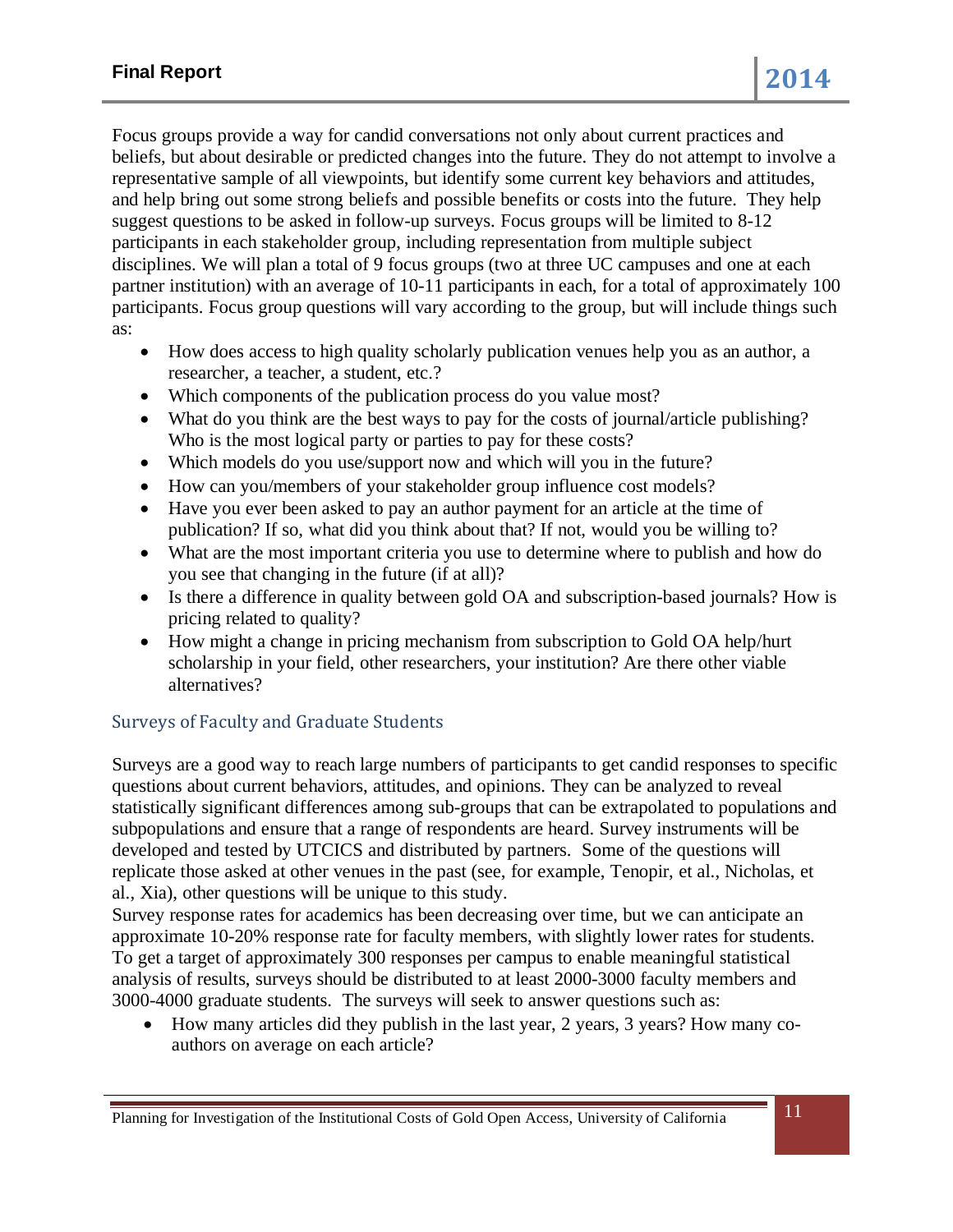Focus groups provide a way for candid conversations not only about current practices and beliefs, but about desirable or predicted changes into the future. They do not attempt to involve a representative sample of all viewpoints, but identify some current key behaviors and attitudes, and help bring out some strong beliefs and possible benefits or costs into the future. They help suggest questions to be asked in follow-up surveys. Focus groups will be limited to 8-12 participants in each stakeholder group, including representation from multiple subject disciplines. We will plan a total of 9 focus groups (two at three UC campuses and one at each partner institution) with an average of 10-11 participants in each, for a total of approximately 100 participants. Focus group questions will vary according to the group, but will include things such as:

- How does access to high quality scholarly publication venues help you as an author, a researcher, a teacher, a student, etc.?
- Which components of the publication process do you value most?
- What do you think are the best ways to pay for the costs of journal/article publishing? Who is the most logical party or parties to pay for these costs?
- Which models do you use/support now and which will you in the future?
- How can you/members of your stakeholder group influence cost models?
- Have you ever been asked to pay an author payment for an article at the time of publication? If so, what did you think about that? If not, would you be willing to?
- What are the most important criteria you use to determine where to publish and how do you see that changing in the future (if at all)?
- Is there a difference in quality between gold OA and subscription-based journals? How is pricing related to quality?
- How might a change in pricing mechanism from subscription to Gold OA help/hurt scholarship in your field, other researchers, your institution? Are there other viable alternatives?

### Surveys of Faculty and Graduate Students

Surveys are a good way to reach large numbers of participants to get candid responses to specific questions about current behaviors, attitudes, and opinions. They can be analyzed to reveal statistically significant differences among sub-groups that can be extrapolated to populations and subpopulations and ensure that a range of respondents are heard. Survey instruments will be developed and tested by UTCICS and distributed by partners. Some of the questions will replicate those asked at other venues in the past (see, for example, Tenopir, et al., Nicholas, et al., Xia), other questions will be unique to this study.

Survey response rates for academics has been decreasing over time, but we can anticipate an approximate 10-20% response rate for faculty members, with slightly lower rates for students. To get a target of approximately 300 responses per campus to enable meaningful statistical analysis of results, surveys should be distributed to at least 2000-3000 faculty members and 3000-4000 graduate students. The surveys will seek to answer questions such as:

- How many articles did they publish in the last year, 2 years, 3 years? How many co-authors on average on each article?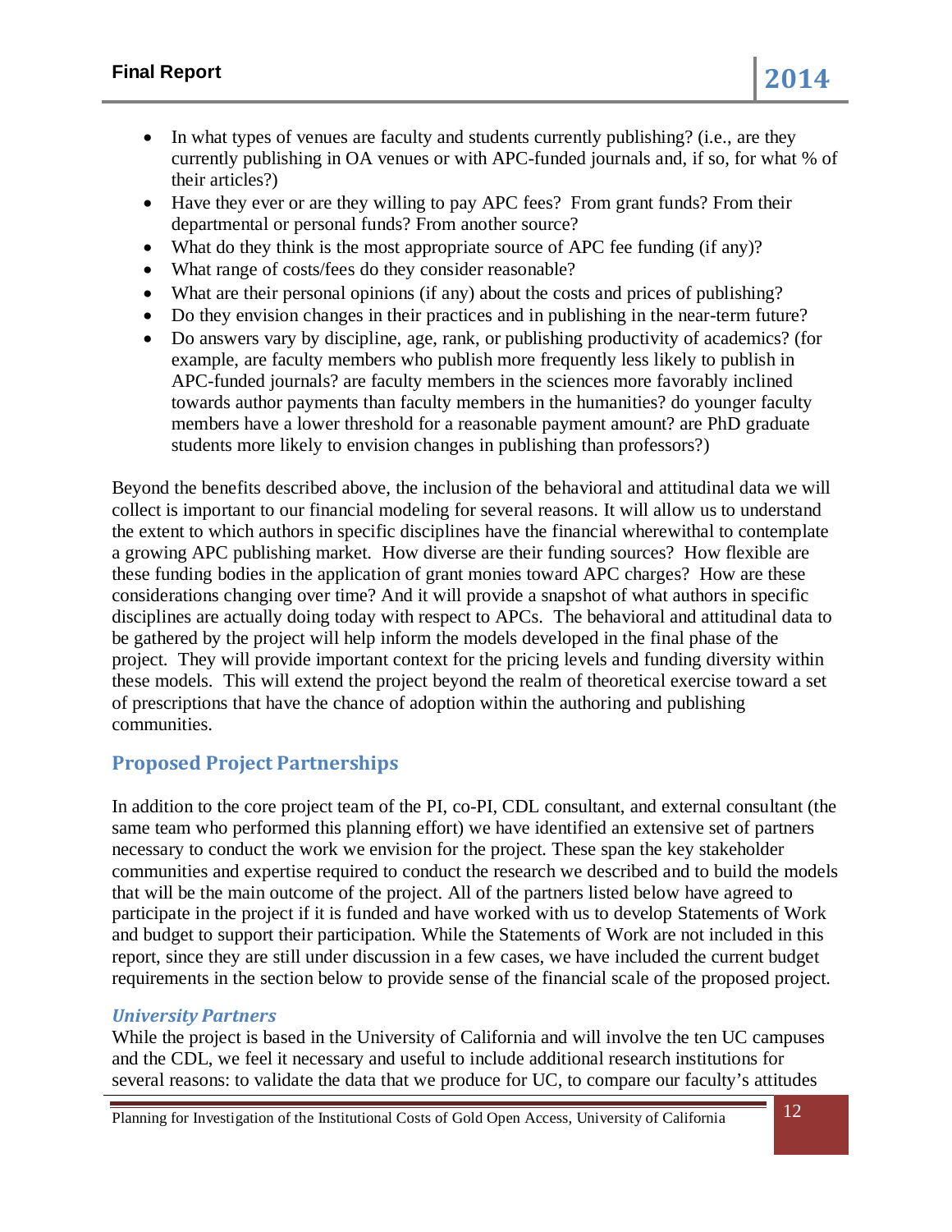- In what types of venues are faculty and students currently publishing? (i.e., are they currently publishing in OA venues or with APC-funded journals and, if so, for what % of their articles?)
- Have they ever or are they willing to pay APC fees? From grant funds? From their departmental or personal funds? From another source?
- What do they think is the most appropriate source of APC fee funding (if any)?
- What range of costs/fees do they consider reasonable?
- What are their personal opinions (if any) about the costs and prices of publishing?
- Do they envision changes in their practices and in publishing in the near-term future?
- Do answers vary by discipline, age, rank, or publishing productivity of academics? (for example, are faculty members who publish more frequently less likely to publish in APC-funded journals? are faculty members in the sciences more favorably inclined towards author payments than faculty members in the humanities? do younger faculty members have a lower threshold for a reasonable payment amount? are PhD graduate students more likely to envision changes in publishing than professors?)

Beyond the benefits described above, the inclusion of the behavioral and attitudinal data we will collect is important to our financial modeling for several reasons. It will allow us to understand the extent to which authors in specific disciplines have the financial wherewithal to contemplate a growing APC publishing market. How diverse are their funding sources? How flexible are these funding bodies in the application of grant monies toward APC charges? How are these considerations changing over time? And it will provide a snapshot of what authors in specific disciplines are actually doing today with respect to APCs. The behavioral and attitudinal data to be gathered by the project will help inform the models developed in the final phase of the project. They will provide important context for the pricing levels and funding diversity within these models. This will extend the project beyond the realm of theoretical exercise toward a set of prescriptions that have the chance of adoption within the authoring and publishing communities.

## Proposed Project Partnerships

In addition to the core project team of the PI, co-PI, CDL consultant, and external consultant (the same team who performed this planning effort) we have identified an extensive set of partners necessary to conduct the work we envision for the project. These span the key stakeholder communities and expertise required to conduct the research we described and to build the models that will be the main outcome of the project. All of the partners listed below have agreed to participate in the project if it is funded and have worked with us to develop Statements of Work and budget to support their participation. While the Statements of Work are not included in this report, since they are still under discussion in a few cases, we have included the current budget requirements in the section below to provide sense of the financial scale of the proposed project.

### *University Partners*

While the project is based in the University of California and will involve the ten UC campuses and the CDL, we feel it necessary and useful to include additional research institutions for several reasons: to validate the data that we produce for UC, to compare our faculty's attitudes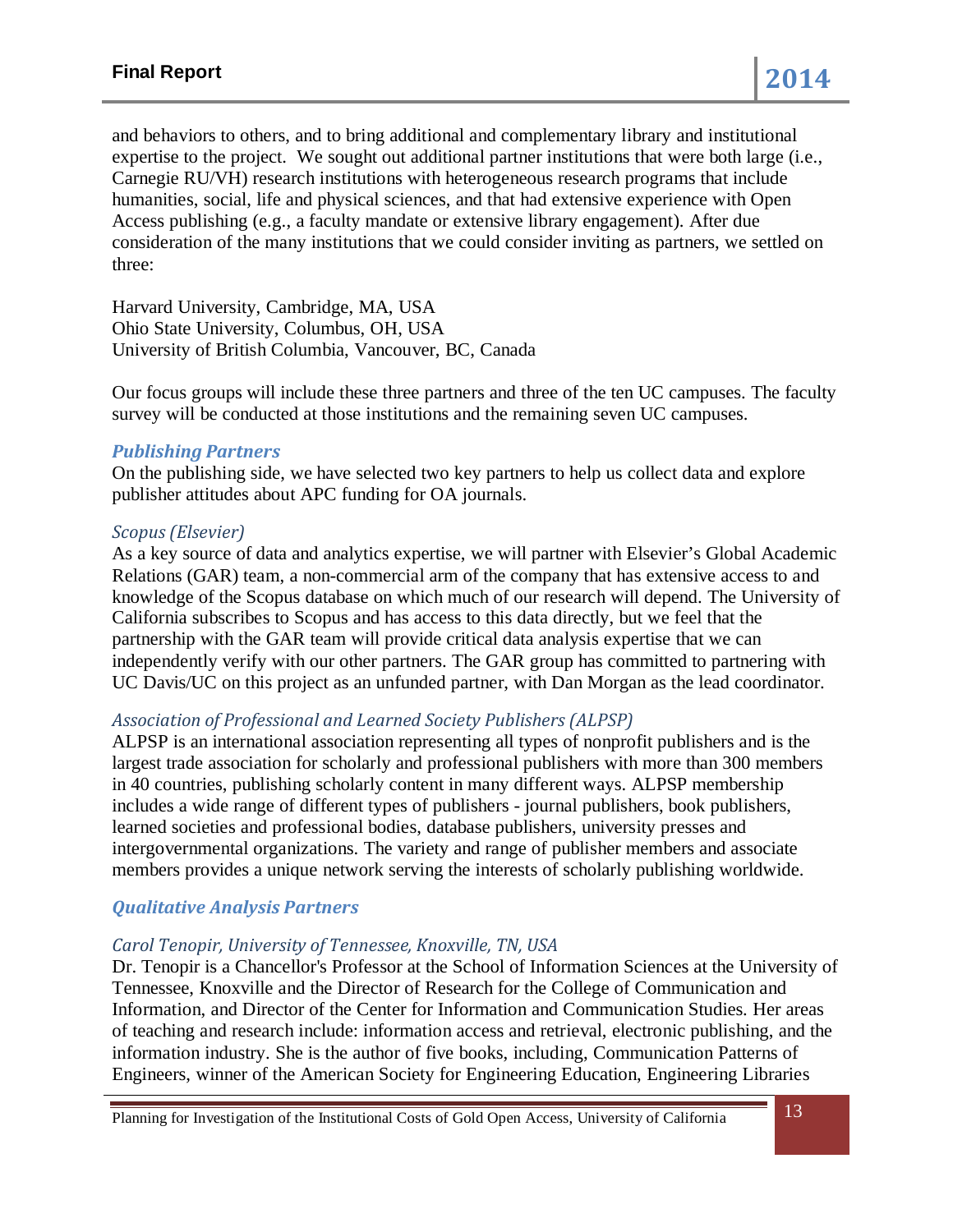and behaviors to others, and to bring additional and complementary library and institutional expertise to the project. We sought out additional partner institutions that were both large (i.e., Carnegie RU/VH) research institutions with heterogeneous research programs that include humanities, social, life and physical sciences, and that had extensive experience with Open Access publishing (e.g., a faculty mandate or extensive library engagement). After due consideration of the many institutions that we could consider inviting as partners, we settled on three:

Harvard University, Cambridge, MA, USA
Ohio State University, Columbus, OH, USA
University of British Columbia, Vancouver, BC, Canada

Our focus groups will include these three partners and three of the ten UC campuses. The faculty survey will be conducted at those institutions and the remaining seven UC campuses.

### *Publishing Partners*

On the publishing side, we have selected two key partners to help us collect data and explore publisher attitudes about APC funding for OA journals.

#### *Scopus (Elsevier)*

As a key source of data and analytics expertise, we will partner with Elsevier's Global Academic Relations (GAR) team, a non-commercial arm of the company that has extensive access to and knowledge of the Scopus database on which much of our research will depend. The University of California subscribes to Scopus and has access to this data directly, but we feel that the partnership with the GAR team will provide critical data analysis expertise that we can independently verify with our other partners. The GAR group has committed to partnering with UC Davis/UC on this project as an unfunded partner, with Dan Morgan as the lead coordinator.

#### *Association of Professional and Learned Society Publishers (ALPSP)*

ALPSP is an international association representing all types of nonprofit publishers and is the largest trade association for scholarly and professional publishers with more than 300 members in 40 countries, publishing scholarly content in many different ways. ALPSP membership includes a wide range of different types of publishers - journal publishers, book publishers, learned societies and professional bodies, database publishers, university presses and intergovernmental organizations. The variety and range of publisher members and associate members provides a unique network serving the interests of scholarly publishing worldwide.

### *Qualitative Analysis Partners*

#### *Carol Tenopir, University of Tennessee, Knoxville, TN, USA*

Dr. Tenopir is a Chancellor's Professor at the School of Information Sciences at the University of Tennessee, Knoxville and the Director of Research for the College of Communication and Information, and Director of the Center for Information and Communication Studies. Her areas of teaching and research include: information access and retrieval, electronic publishing, and the information industry. She is the author of five books, including, Communication Patterns of Engineers, winner of the American Society for Engineering Education, Engineering Libraries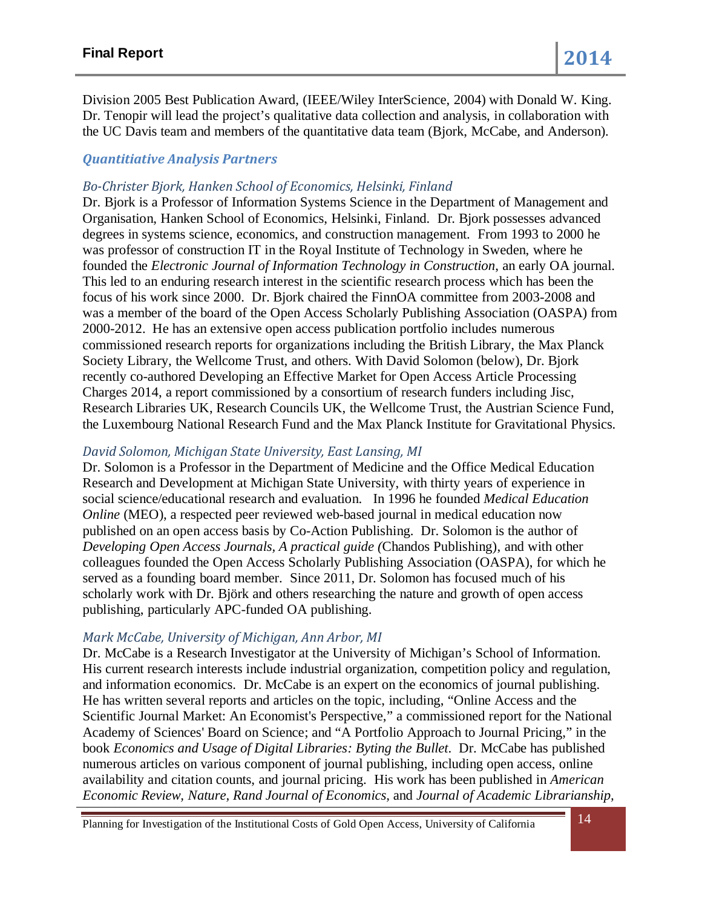Division 2005 Best Publication Award, (IEEE/Wiley InterScience, 2004) with Donald W. King. Dr. Tenopir will lead the project's qualitative data collection and analysis, in collaboration with the UC Davis team and members of the quantitative data team (Bjork, McCabe, and Anderson).

### *Quantititative Analysis Partners*

*Bo-Christer Bjork, Hanken School of Economics, Helsinki, Finland*

Dr. Bjork is a Professor of Information Systems Science in the Department of Management and Organisation, Hanken School of Economics, Helsinki, Finland. Dr. Bjork possesses advanced degrees in systems science, economics, and construction management. From 1993 to 2000 he was professor of construction IT in the Royal Institute of Technology in Sweden, where he founded the *Electronic Journal of Information Technology in Construction*, an early OA journal. This led to an enduring research interest in the scientific research process which has been the focus of his work since 2000. Dr. Bjork chaired the FinnOA committee from 2003-2008 and was a member of the board of the Open Access Scholarly Publishing Association (OASPA) from 2000-2012. He has an extensive open access publication portfolio includes numerous commissioned research reports for organizations including the British Library, the Max Planck Society Library, the Wellcome Trust, and others. With David Solomon (below), Dr. Bjork recently co-authored Developing an Effective Market for Open Access Article Processing Charges 2014, a report commissioned by a consortium of research funders including Jisc, Research Libraries UK, Research Councils UK, the Wellcome Trust, the Austrian Science Fund, the Luxembourg National Research Fund and the Max Planck Institute for Gravitational Physics.

*David Solomon, Michigan State University, East Lansing, MI*

Dr. Solomon is a Professor in the Department of Medicine and the Office Medical Education Research and Development at Michigan State University, with thirty years of experience in social science/educational research and evaluation. In 1996 he founded *Medical Education Online* (MEO), a respected peer reviewed web-based journal in medical education now published on an open access basis by Co-Action Publishing. Dr. Solomon is the author of *Developing Open Access Journals, A practical guide (*Chandos Publishing), and with other colleagues founded the Open Access Scholarly Publishing Association (OASPA), for which he served as a founding board member. Since 2011, Dr. Solomon has focused much of his scholarly work with Dr. Björk and others researching the nature and growth of open access publishing, particularly APC-funded OA publishing.

*Mark McCabe, University of Michigan, Ann Arbor, MI*

Dr. McCabe is a Research Investigator at the University of Michigan's School of Information. His current research interests include industrial organization, competition policy and regulation, and information economics. Dr. McCabe is an expert on the economics of journal publishing. He has written several reports and articles on the topic, including, "Online Access and the Scientific Journal Market: An Economist's Perspective," a commissioned report for the National Academy of Sciences' Board on Science; and "A Portfolio Approach to Journal Pricing," in the book *Economics and Usage of Digital Libraries: Byting the Bullet*. Dr. McCabe has published numerous articles on various component of journal publishing, including open access, online availability and citation counts, and journal pricing. His work has been published in *American Economic Review, Nature, Rand Journal of Economics,* and *Journal of Academic Librarianship,*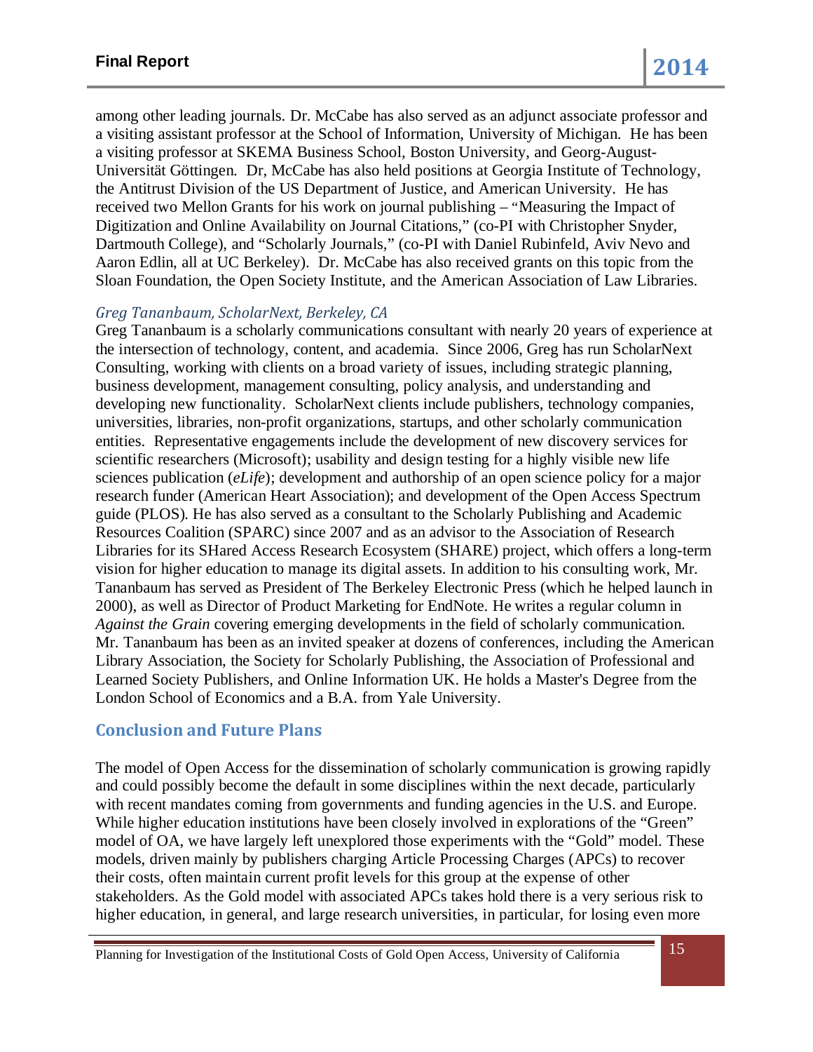among other leading journals. Dr. McCabe has also served as an adjunct associate professor and a visiting assistant professor at the School of Information, University of Michigan. He has been a visiting professor at SKEMA Business School, Boston University, and Georg-August-Universität Göttingen. Dr, McCabe has also held positions at Georgia Institute of Technology, the Antitrust Division of the US Department of Justice, and American University. He has received two Mellon Grants for his work on journal publishing – "Measuring the Impact of Digitization and Online Availability on Journal Citations," (co-PI with Christopher Snyder, Dartmouth College), and "Scholarly Journals," (co-PI with Daniel Rubinfeld, Aviv Nevo and Aaron Edlin, all at UC Berkeley). Dr. McCabe has also received grants on this topic from the Sloan Foundation, the Open Society Institute, and the American Association of Law Libraries.

### *Greg Tananbaum, ScholarNext, Berkeley, CA*

Greg Tananbaum is a scholarly communications consultant with nearly 20 years of experience at the intersection of technology, content, and academia. Since 2006, Greg has run ScholarNext Consulting, working with clients on a broad variety of issues, including strategic planning, business development, management consulting, policy analysis, and understanding and developing new functionality. ScholarNext clients include publishers, technology companies, universities, libraries, non-profit organizations, startups, and other scholarly communication entities. Representative engagements include the development of new discovery services for scientific researchers (Microsoft); usability and design testing for a highly visible new life sciences publication (*eLife*); development and authorship of an open science policy for a major research funder (American Heart Association); and development of the Open Access Spectrum guide (PLOS). He has also served as a consultant to the Scholarly Publishing and Academic Resources Coalition (SPARC) since 2007 and as an advisor to the Association of Research Libraries for its SHared Access Research Ecosystem (SHARE) project, which offers a long-term vision for higher education to manage its digital assets. In addition to his consulting work, Mr. Tananbaum has served as President of The Berkeley Electronic Press (which he helped launch in 2000), as well as Director of Product Marketing for EndNote. He writes a regular column in *Against the Grain* covering emerging developments in the field of scholarly communication. Mr. Tananbaum has been as an invited speaker at dozens of conferences, including the American Library Association, the Society for Scholarly Publishing, the Association of Professional and Learned Society Publishers, and Online Information UK. He holds a Master's Degree from the London School of Economics and a B.A. from Yale University.

## Conclusion and Future Plans

The model of Open Access for the dissemination of scholarly communication is growing rapidly and could possibly become the default in some disciplines within the next decade, particularly with recent mandates coming from governments and funding agencies in the U.S. and Europe. While higher education institutions have been closely involved in explorations of the "Green" model of OA, we have largely left unexplored those experiments with the "Gold" model. These models, driven mainly by publishers charging Article Processing Charges (APCs) to recover their costs, often maintain current profit levels for this group at the expense of other stakeholders. As the Gold model with associated APCs takes hold there is a very serious risk to higher education, in general, and large research universities, in particular, for losing even more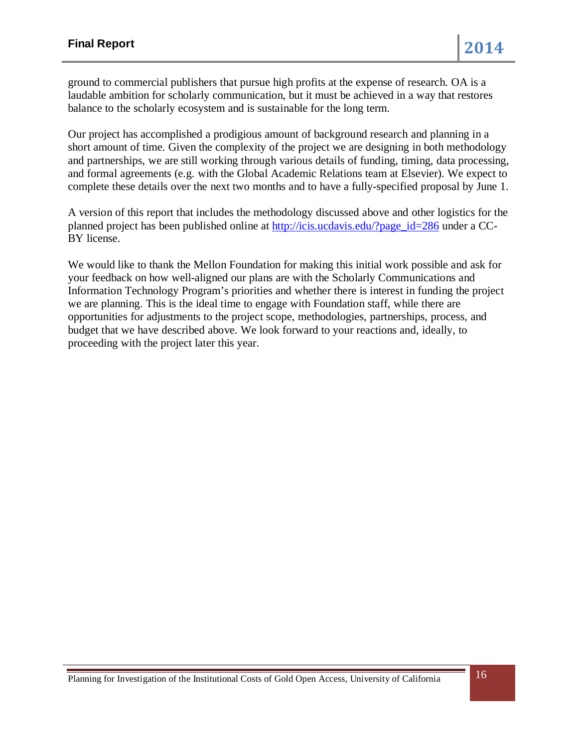ground to commercial publishers that pursue high profits at the expense of research. OA is a laudable ambition for scholarly communication, but it must be achieved in a way that restores balance to the scholarly ecosystem and is sustainable for the long term.

Our project has accomplished a prodigious amount of background research and planning in a short amount of time. Given the complexity of the project we are designing in both methodology and partnerships, we are still working through various details of funding, timing, data processing, and formal agreements (e.g. with the Global Academic Relations team at Elsevier). We expect to complete these details over the next two months and to have a fully-specified proposal by June 1.

A version of this report that includes the methodology discussed above and other logistics for the planned project has been published online at http://icis.ucdavis.edu/?page_id=286 under a CC-BY license.

We would like to thank the Mellon Foundation for making this initial work possible and ask for your feedback on how well-aligned our plans are with the Scholarly Communications and Information Technology Program's priorities and whether there is interest in funding the project we are planning. This is the ideal time to engage with Foundation staff, while there are opportunities for adjustments to the project scope, methodologies, partnerships, process, and budget that we have described above. We look forward to your reactions and, ideally, to proceeding with the project later this year.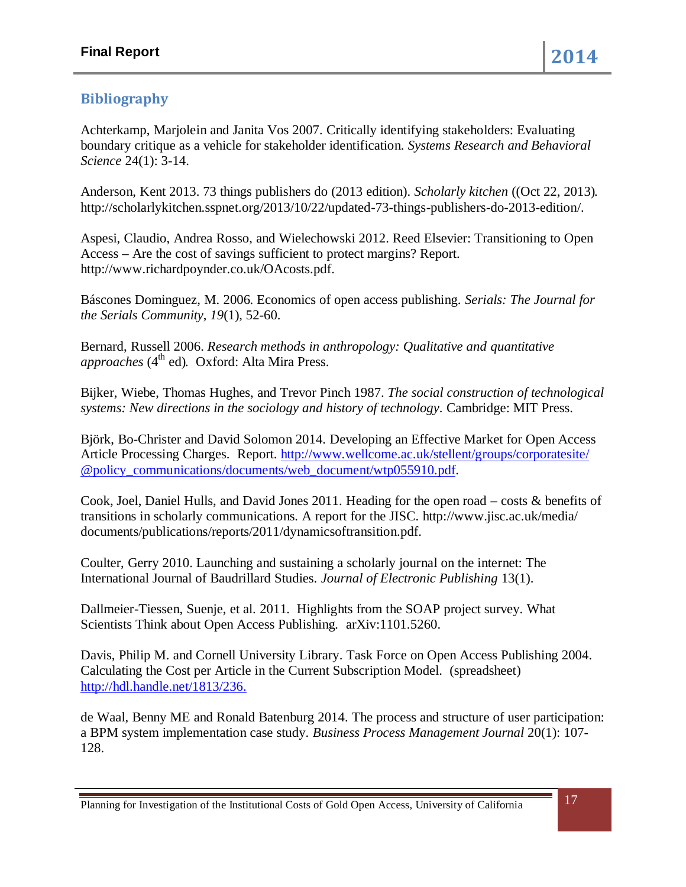## Bibliography

Achterkamp, Marjolein and Janita Vos 2007. Critically identifying stakeholders: Evaluating boundary critique as a vehicle for stakeholder identification. *Systems Research and Behavioral Science* 24(1): 3-14.

Anderson, Kent 2013. 73 things publishers do (2013 edition). *Scholarly kitchen* ((Oct 22, 2013). http://scholarlykitchen.sspnet.org/2013/10/22/updated-73-things-publishers-do-2013-edition/.

Aspesi, Claudio, Andrea Rosso, and Wielechowski 2012. Reed Elsevier: Transitioning to Open Access – Are the cost of savings sufficient to protect margins? Report. http://www.richardpoynder.co.uk/OAcosts.pdf.

Báscones Dominguez, M. 2006. Economics of open access publishing. *Serials: The Journal for the Serials Community*, *19*(1), 52-60.

Bernard, Russell 2006. *Research methods in anthropology: Qualitative and quantitative approaches* (4th ed). Oxford: Alta Mira Press.

Bijker, Wiebe, Thomas Hughes, and Trevor Pinch 1987. *The social construction of technological systems: New directions in the sociology and history of technology*. Cambridge: MIT Press.

Björk, Bo-Christer and David Solomon 2014. Developing an Effective Market for Open Access Article Processing Charges. Report. http://www.wellcome.ac.uk/stellent/groups/corporatesite/@policy_communications/documents/web_document/wtp055910.pdf.

Cook, Joel, Daniel Hulls, and David Jones 2011. Heading for the open road – costs & benefits of transitions in scholarly communications. A report for the JISC. http://www.jisc.ac.uk/media/documents/publications/reports/2011/dynamicsoftransition.pdf.

Coulter, Gerry 2010. Launching and sustaining a scholarly journal on the internet: The International Journal of Baudrillard Studies. *Journal of Electronic Publishing* 13(1).

Dallmeier-Tiessen, Suenje, et al. 2011. Highlights from the SOAP project survey. What Scientists Think about Open Access Publishing. arXiv:1101.5260.

Davis, Philip M. and Cornell University Library. Task Force on Open Access Publishing 2004. Calculating the Cost per Article in the Current Subscription Model. (spreadsheet) http://hdl.handle.net/1813/236.

de Waal, Benny ME and Ronald Batenburg 2014. The process and structure of user participation: a BPM system implementation case study. *Business Process Management Journal* 20(1): 107-128.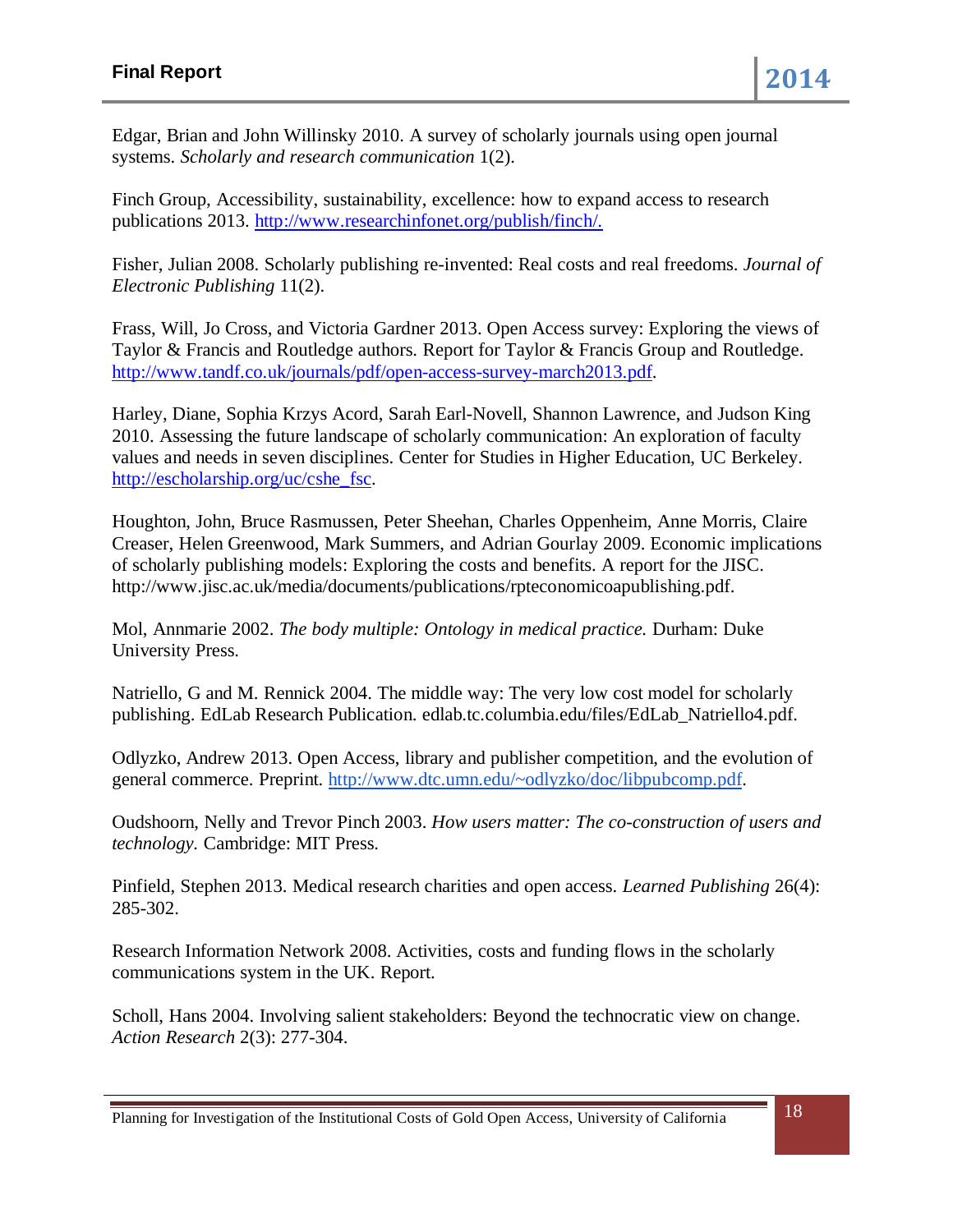Edgar, Brian and John Willinsky 2010. A survey of scholarly journals using open journal systems. *Scholarly and research communication* 1(2).

Finch Group, Accessibility, sustainability, excellence: how to expand access to research publications 2013. http://www.researchinfonet.org/publish/finch/.

Fisher, Julian 2008. Scholarly publishing re-invented: Real costs and real freedoms. *Journal of Electronic Publishing* 11(2).

Frass, Will, Jo Cross, and Victoria Gardner 2013. Open Access survey: Exploring the views of Taylor & Francis and Routledge authors. Report for Taylor & Francis Group and Routledge. http://www.tandf.co.uk/journals/pdf/open-access-survey-march2013.pdf.

Harley, Diane, Sophia Krzys Acord, Sarah Earl-Novell, Shannon Lawrence, and Judson King 2010. Assessing the future landscape of scholarly communication: An exploration of faculty values and needs in seven disciplines. Center for Studies in Higher Education, UC Berkeley. http://escholarship.org/uc/cshe_fsc.

Houghton, John, Bruce Rasmussen, Peter Sheehan, Charles Oppenheim, Anne Morris, Claire Creaser, Helen Greenwood, Mark Summers, and Adrian Gourlay 2009. Economic implications of scholarly publishing models: Exploring the costs and benefits. A report for the JISC. http://www.jisc.ac.uk/media/documents/publications/rpteconomicoapublishing.pdf.

Mol, Annmarie 2002. *The body multiple: Ontology in medical practice.* Durham: Duke University Press.

Natriello, G and M. Rennick 2004. The middle way: The very low cost model for scholarly publishing. EdLab Research Publication. edlab.tc.columbia.edu/files/EdLab_Natriello4.pdf.

Odlyzko, Andrew 2013. Open Access, library and publisher competition, and the evolution of general commerce. Preprint. http://www.dtc.umn.edu/~odlyzko/doc/libpubcomp.pdf.

Oudshoorn, Nelly and Trevor Pinch 2003. *How users matter: The co-construction of users and technology*. Cambridge: MIT Press.

Pinfield, Stephen 2013. Medical research charities and open access. *Learned Publishing* 26(4): 285-302.

Research Information Network 2008. Activities, costs and funding flows in the scholarly communications system in the UK. Report.

Scholl, Hans 2004. Involving salient stakeholders: Beyond the technocratic view on change. *Action Research* 2(3): 277-304.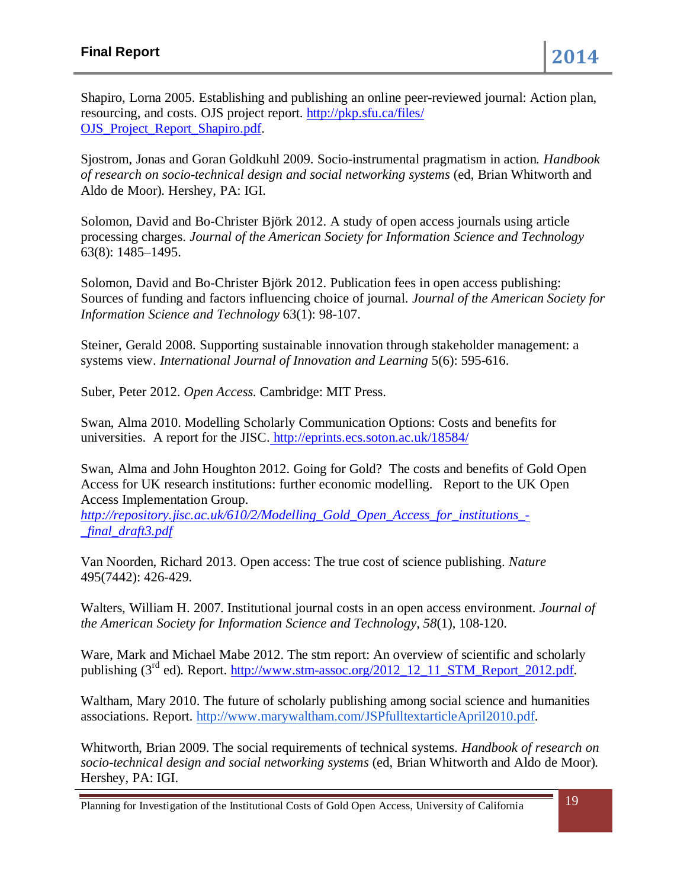Shapiro, Lorna 2005. Establishing and publishing an online peer-reviewed journal: Action plan, resourcing, and costs. OJS project report. http://pkp.sfu.ca/files/OJS_Project_Report_Shapiro.pdf.

Sjostrom, Jonas and Goran Goldkuhl 2009. Socio-instrumental pragmatism in action. *Handbook of research on socio-technical design and social networking systems* (ed, Brian Whitworth and Aldo de Moor). Hershey, PA: IGI.

Solomon, David and Bo-Christer Björk 2012. A study of open access journals using article processing charges. *Journal of the American Society for Information Science and Technology* 63(8): 1485–1495.

Solomon, David and Bo-Christer Björk 2012. Publication fees in open access publishing: Sources of funding and factors influencing choice of journal. *Journal of the American Society for Information Science and Technology* 63(1): 98-107.

Steiner, Gerald 2008. Supporting sustainable innovation through stakeholder management: a systems view. *International Journal of Innovation and Learning* 5(6): 595-616.

Suber, Peter 2012. *Open Access*. Cambridge: MIT Press.

Swan, Alma 2010. Modelling Scholarly Communication Options: Costs and benefits for universities. A report for the JISC. http://eprints.ecs.soton.ac.uk/18584/

Swan, Alma and John Houghton 2012. Going for Gold? The costs and benefits of Gold Open Access for UK research institutions: further economic modelling. Report to the UK Open Access Implementation Group. *http://repository.jisc.ac.uk/610/2/Modelling_Gold_Open_Access_for_institutions_-_final_draft3.pdf*

Van Noorden, Richard 2013. Open access: The true cost of science publishing. *Nature* 495(7442): 426-429.

Walters, William H. 2007. Institutional journal costs in an open access environment. *Journal of the American Society for Information Science and Technology*, *58*(1), 108-120.

Ware, Mark and Michael Mabe 2012. The stm report: An overview of scientific and scholarly publishing (3rd ed). Report. http://www.stm-assoc.org/2012_12_11_STM_Report_2012.pdf.

Waltham, Mary 2010. The future of scholarly publishing among social science and humanities associations. Report. http://www.marywaltham.com/JSPfulltextarticleApril2010.pdf.

Whitworth, Brian 2009. The social requirements of technical systems. *Handbook of research on socio-technical design and social networking systems* (ed, Brian Whitworth and Aldo de Moor). Hershey, PA: IGI.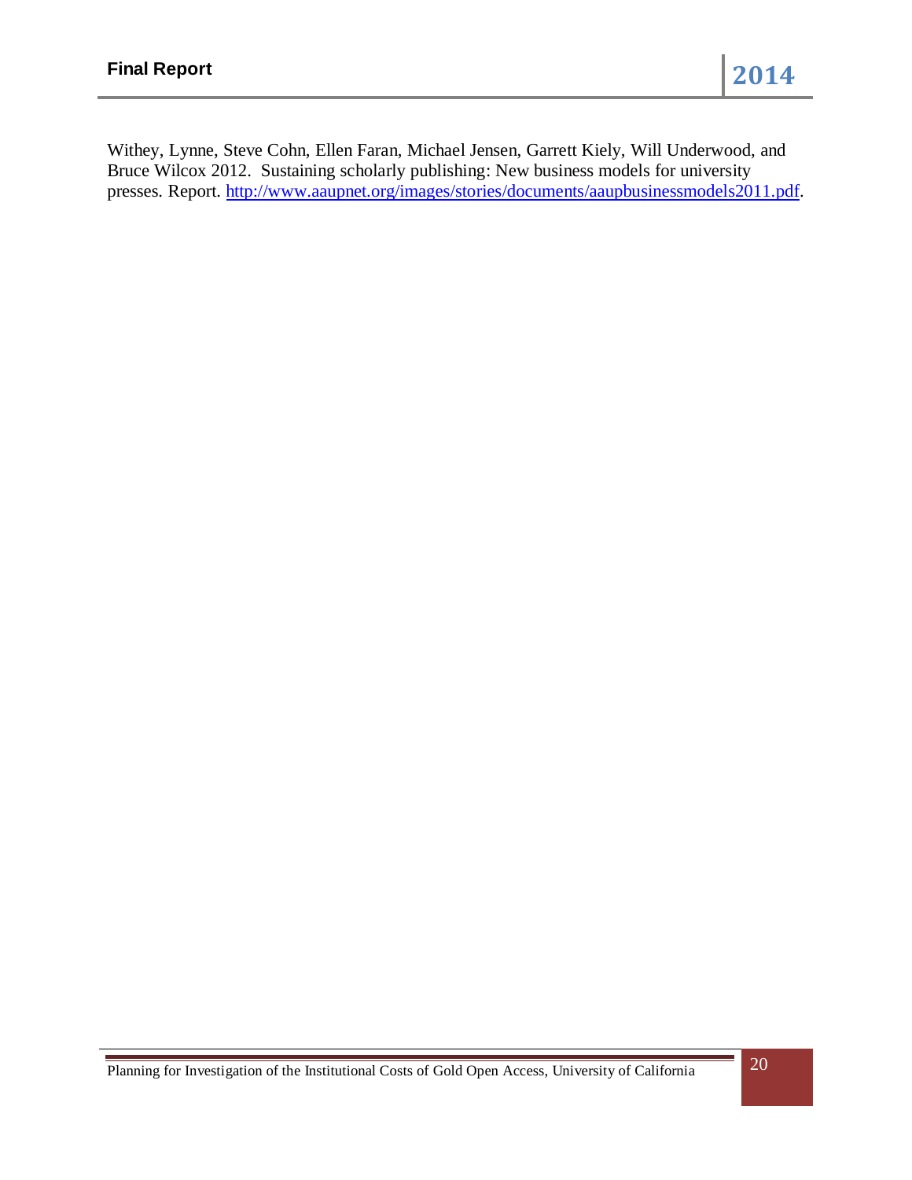Withey, Lynne, Steve Cohn, Ellen Faran, Michael Jensen, Garrett Kiely, Will Underwood, and Bruce Wilcox 2012. Sustaining scholarly publishing: New business models for university presses. Report. http://www.aaupnet.org/images/stories/documents/aaupbusinessmodels2011.pdf.